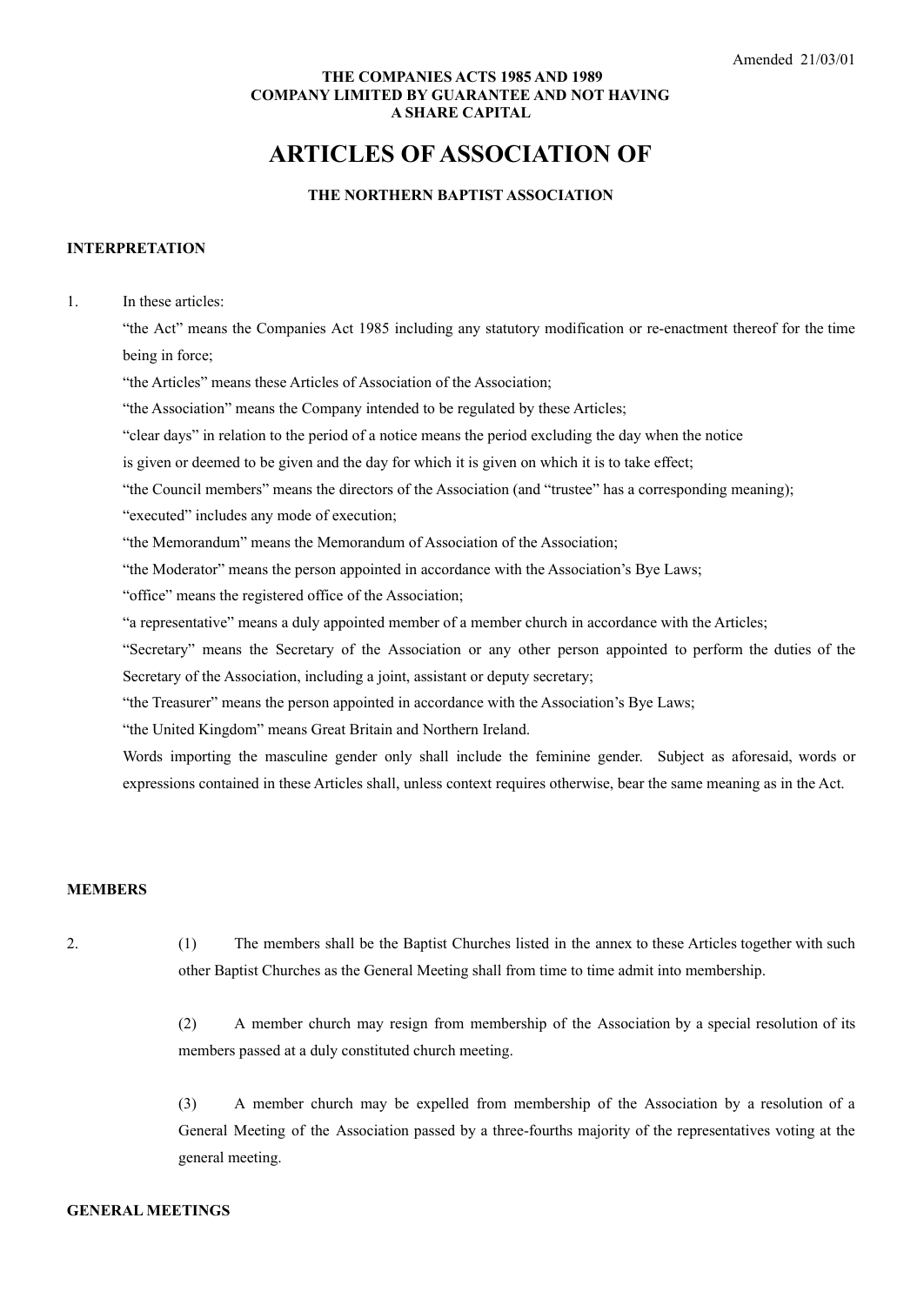Amended 21/03/01

**THE COMPANIES ACTS 1985 AND 1989**
**COMPANY LIMITED BY GUARANTEE AND NOT HAVING**
**A SHARE CAPITAL**

# ARTICLES OF ASSOCIATION OF

**THE NORTHERN BAPTIST ASSOCIATION**

## INTERPRETATION

1. In these articles:

   "the Act" means the Companies Act 1985 including any statutory modification or re-enactment thereof for the time being in force;

   "the Articles" means these Articles of Association of the Association;

   "the Association" means the Company intended to be regulated by these Articles;

   "clear days" in relation to the period of a notice means the period excluding the day when the notice is given or deemed to be given and the day for which it is given on which it is to take effect;

   "the Council members" means the directors of the Association (and "trustee" has a corresponding meaning);

   "executed" includes any mode of execution;

   "the Memorandum" means the Memorandum of Association of the Association;

   "the Moderator" means the person appointed in accordance with the Association's Bye Laws;

   "office" means the registered office of the Association;

   "a representative" means a duly appointed member of a member church in accordance with the Articles;

   "Secretary" means the Secretary of the Association or any other person appointed to perform the duties of the Secretary of the Association, including a joint, assistant or deputy secretary;

   "the Treasurer" means the person appointed in accordance with the Association's Bye Laws;

   "the United Kingdom" means Great Britain and Northern Ireland.

   Words importing the masculine gender only shall include the feminine gender. Subject as aforesaid, words or expressions contained in these Articles shall, unless context requires otherwise, bear the same meaning as in the Act.

## MEMBERS

2. (1) The members shall be the Baptist Churches listed in the annex to these Articles together with such other Baptist Churches as the General Meeting shall from time to time admit into membership.

   (2) A member church may resign from membership of the Association by a special resolution of its members passed at a duly constituted church meeting.

   (3) A member church may be expelled from membership of the Association by a resolution of a General Meeting of the Association passed by a three-fourths majority of the representatives voting at the general meeting.

## GENERAL MEETINGS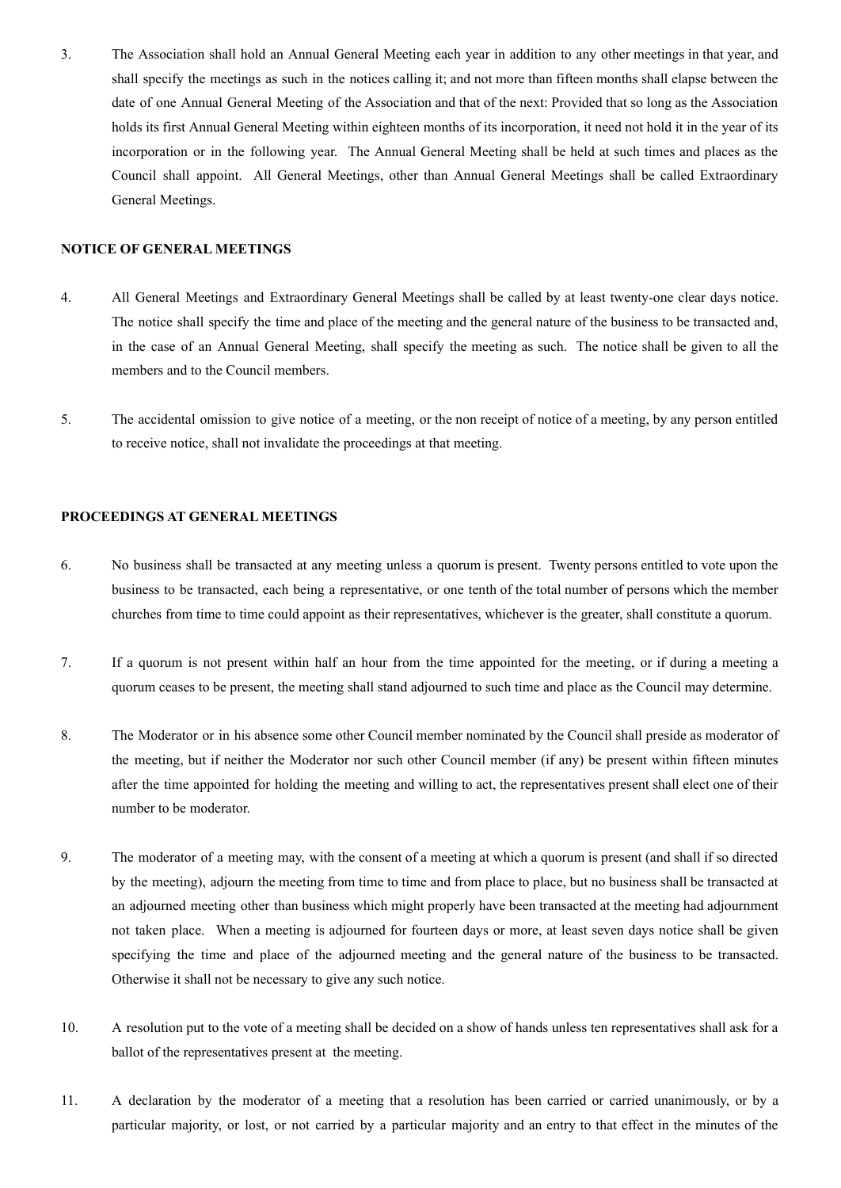3. The Association shall hold an Annual General Meeting each year in addition to any other meetings in that year, and shall specify the meetings as such in the notices calling it; and not more than fifteen months shall elapse between the date of one Annual General Meeting of the Association and that of the next: Provided that so long as the Association holds its first Annual General Meeting within eighteen months of its incorporation, it need not hold it in the year of its incorporation or in the following year. The Annual General Meeting shall be held at such times and places as the Council shall appoint. All General Meetings, other than Annual General Meetings shall be called Extraordinary General Meetings.

**NOTICE OF GENERAL MEETINGS**

4. All General Meetings and Extraordinary General Meetings shall be called by at least twenty-one clear days notice. The notice shall specify the time and place of the meeting and the general nature of the business to be transacted and, in the case of an Annual General Meeting, shall specify the meeting as such. The notice shall be given to all the members and to the Council members.

5. The accidental omission to give notice of a meeting, or the non receipt of notice of a meeting, by any person entitled to receive notice, shall not invalidate the proceedings at that meeting.

**PROCEEDINGS AT GENERAL MEETINGS**

6. No business shall be transacted at any meeting unless a quorum is present. Twenty persons entitled to vote upon the business to be transacted, each being a representative, or one tenth of the total number of persons which the member churches from time to time could appoint as their representatives, whichever is the greater, shall constitute a quorum.

7. If a quorum is not present within half an hour from the time appointed for the meeting, or if during a meeting a quorum ceases to be present, the meeting shall stand adjourned to such time and place as the Council may determine.

8. The Moderator or in his absence some other Council member nominated by the Council shall preside as moderator of the meeting, but if neither the Moderator nor such other Council member (if any) be present within fifteen minutes after the time appointed for holding the meeting and willing to act, the representatives present shall elect one of their number to be moderator.

9. The moderator of a meeting may, with the consent of a meeting at which a quorum is present (and shall if so directed by the meeting), adjourn the meeting from time to time and from place to place, but no business shall be transacted at an adjourned meeting other than business which might properly have been transacted at the meeting had adjournment not taken place. When a meeting is adjourned for fourteen days or more, at least seven days notice shall be given specifying the time and place of the adjourned meeting and the general nature of the business to be transacted. Otherwise it shall not be necessary to give any such notice.

10. A resolution put to the vote of a meeting shall be decided on a show of hands unless ten representatives shall ask for a ballot of the representatives present at the meeting.

11. A declaration by the moderator of a meeting that a resolution has been carried or carried unanimously, or by a particular majority, or lost, or not carried by a particular majority and an entry to that effect in the minutes of the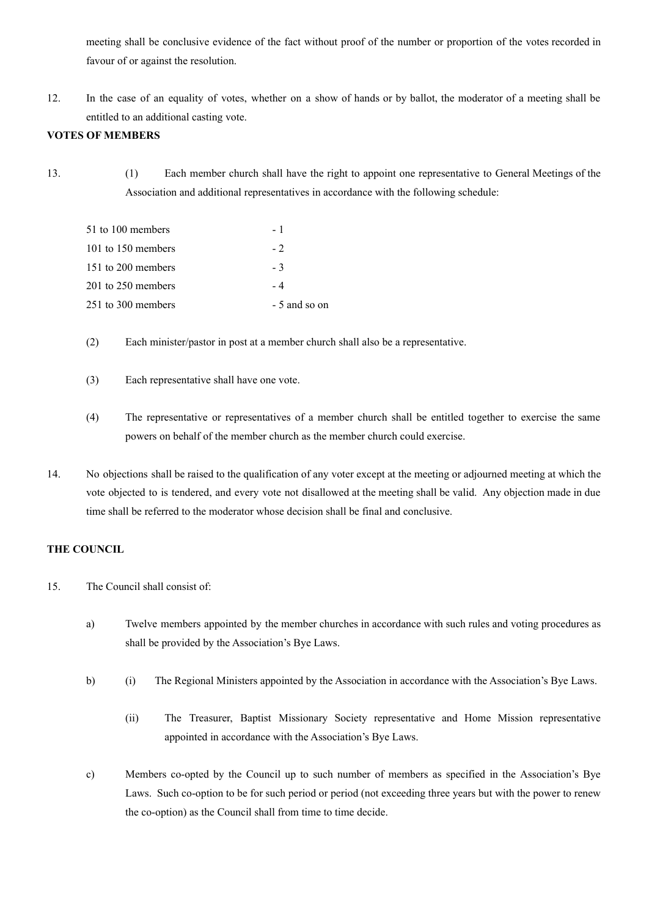meeting shall be conclusive evidence of the fact without proof of the number or proportion of the votes recorded in favour of or against the resolution.

12. In the case of an equality of votes, whether on a show of hands or by ballot, the moderator of a meeting shall be entitled to an additional casting vote.

**VOTES OF MEMBERS**

13. (1) Each member church shall have the right to appoint one representative to General Meetings of the Association and additional representatives in accordance with the following schedule:

| | |
|---|---|
| 51 to 100 members | - 1 |
| 101 to 150 members | - 2 |
| 151 to 200 members | - 3 |
| 201 to 250 members | - 4 |
| 251 to 300 members | - 5 and so on |

(2) Each minister/pastor in post at a member church shall also be a representative.

(3) Each representative shall have one vote.

(4) The representative or representatives of a member church shall be entitled together to exercise the same powers on behalf of the member church as the member church could exercise.

14. No objections shall be raised to the qualification of any voter except at the meeting or adjourned meeting at which the vote objected to is tendered, and every vote not disallowed at the meeting shall be valid. Any objection made in due time shall be referred to the moderator whose decision shall be final and conclusive.

**THE COUNCIL**

15. The Council shall consist of:

a) Twelve members appointed by the member churches in accordance with such rules and voting procedures as shall be provided by the Association's Bye Laws.

b) (i) The Regional Ministers appointed by the Association in accordance with the Association's Bye Laws.

(ii) The Treasurer, Baptist Missionary Society representative and Home Mission representative appointed in accordance with the Association's Bye Laws.

c) Members co-opted by the Council up to such number of members as specified in the Association's Bye Laws. Such co-option to be for such period or period (not exceeding three years but with the power to renew the co-option) as the Council shall from time to time decide.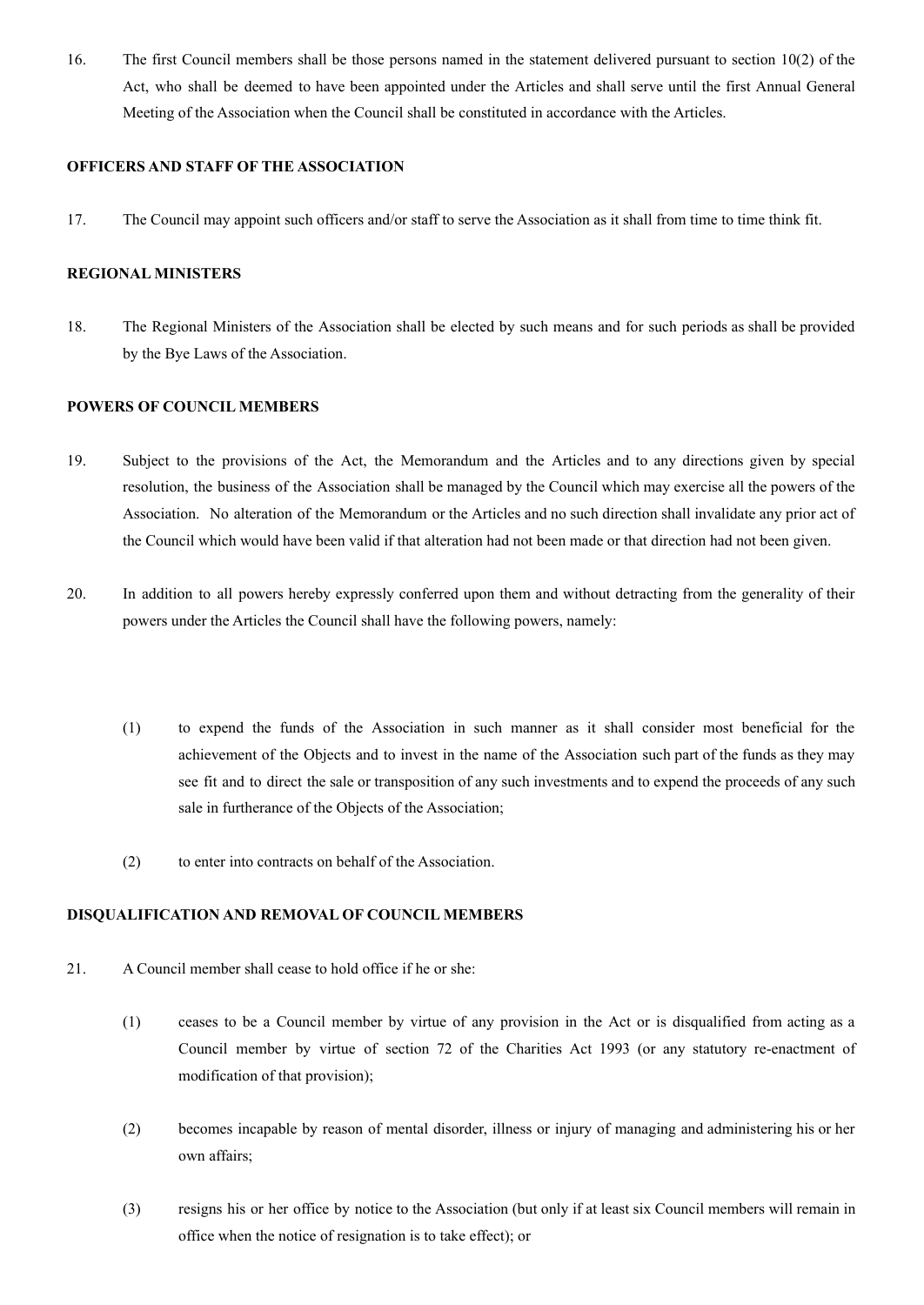16. The first Council members shall be those persons named in the statement delivered pursuant to section 10(2) of the Act, who shall be deemed to have been appointed under the Articles and shall serve until the first Annual General Meeting of the Association when the Council shall be constituted in accordance with the Articles.

**OFFICERS AND STAFF OF THE ASSOCIATION**

17. The Council may appoint such officers and/or staff to serve the Association as it shall from time to time think fit.

**REGIONAL MINISTERS**

18. The Regional Ministers of the Association shall be elected by such means and for such periods as shall be provided by the Bye Laws of the Association.

**POWERS OF COUNCIL MEMBERS**

19. Subject to the provisions of the Act, the Memorandum and the Articles and to any directions given by special resolution, the business of the Association shall be managed by the Council which may exercise all the powers of the Association. No alteration of the Memorandum or the Articles and no such direction shall invalidate any prior act of the Council which would have been valid if that alteration had not been made or that direction had not been given.

20. In addition to all powers hereby expressly conferred upon them and without detracting from the generality of their powers under the Articles the Council shall have the following powers, namely:

    (1) to expend the funds of the Association in such manner as it shall consider most beneficial for the achievement of the Objects and to invest in the name of the Association such part of the funds as they may see fit and to direct the sale or transposition of any such investments and to expend the proceeds of any such sale in furtherance of the Objects of the Association;

    (2) to enter into contracts on behalf of the Association.

**DISQUALIFICATION AND REMOVAL OF COUNCIL MEMBERS**

21. A Council member shall cease to hold office if he or she:

    (1) ceases to be a Council member by virtue of any provision in the Act or is disqualified from acting as a Council member by virtue of section 72 of the Charities Act 1993 (or any statutory re-enactment of modification of that provision);

    (2) becomes incapable by reason of mental disorder, illness or injury of managing and administering his or her own affairs;

    (3) resigns his or her office by notice to the Association (but only if at least six Council members will remain in office when the notice of resignation is to take effect); or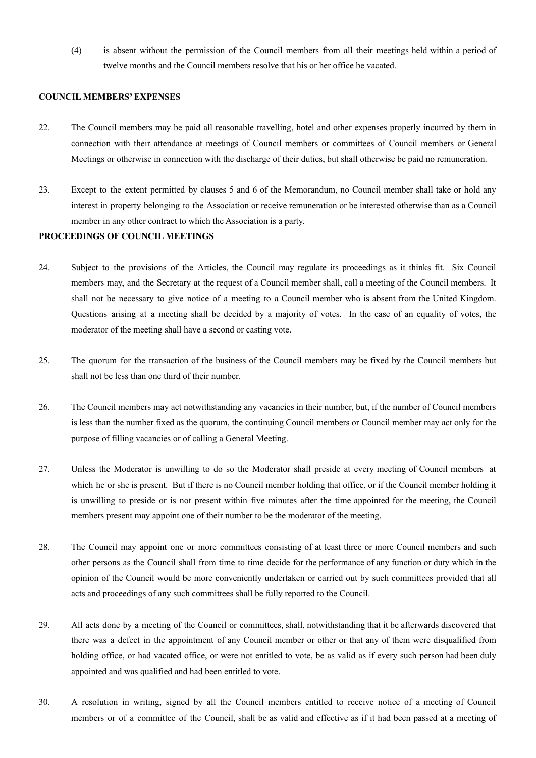(4) is absent without the permission of the Council members from all their meetings held within a period of twelve months and the Council members resolve that his or her office be vacated.

**COUNCIL MEMBERS' EXPENSES**

22. The Council members may be paid all reasonable travelling, hotel and other expenses properly incurred by them in connection with their attendance at meetings of Council members or committees of Council members or General Meetings or otherwise in connection with the discharge of their duties, but shall otherwise be paid no remuneration.

23. Except to the extent permitted by clauses 5 and 6 of the Memorandum, no Council member shall take or hold any interest in property belonging to the Association or receive remuneration or be interested otherwise than as a Council member in any other contract to which the Association is a party.

**PROCEEDINGS OF COUNCIL MEETINGS**

24. Subject to the provisions of the Articles, the Council may regulate its proceedings as it thinks fit. Six Council members may, and the Secretary at the request of a Council member shall, call a meeting of the Council members. It shall not be necessary to give notice of a meeting to a Council member who is absent from the United Kingdom. Questions arising at a meeting shall be decided by a majority of votes. In the case of an equality of votes, the moderator of the meeting shall have a second or casting vote.

25. The quorum for the transaction of the business of the Council members may be fixed by the Council members but shall not be less than one third of their number.

26. The Council members may act notwithstanding any vacancies in their number, but, if the number of Council members is less than the number fixed as the quorum, the continuing Council members or Council member may act only for the purpose of filling vacancies or of calling a General Meeting.

27. Unless the Moderator is unwilling to do so the Moderator shall preside at every meeting of Council members at which he or she is present. But if there is no Council member holding that office, or if the Council member holding it is unwilling to preside or is not present within five minutes after the time appointed for the meeting, the Council members present may appoint one of their number to be the moderator of the meeting.

28. The Council may appoint one or more committees consisting of at least three or more Council members and such other persons as the Council shall from time to time decide for the performance of any function or duty which in the opinion of the Council would be more conveniently undertaken or carried out by such committees provided that all acts and proceedings of any such committees shall be fully reported to the Council.

29. All acts done by a meeting of the Council or committees, shall, notwithstanding that it be afterwards discovered that there was a defect in the appointment of any Council member or other or that any of them were disqualified from holding office, or had vacated office, or were not entitled to vote, be as valid as if every such person had been duly appointed and was qualified and had been entitled to vote.

30. A resolution in writing, signed by all the Council members entitled to receive notice of a meeting of Council members or of a committee of the Council, shall be as valid and effective as if it had been passed at a meeting of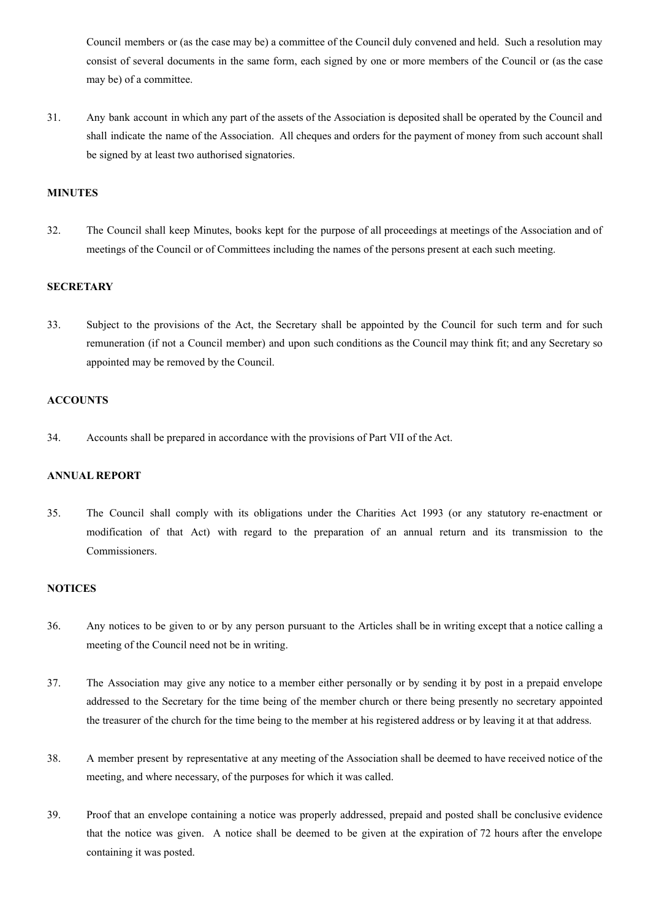Council members or (as the case may be) a committee of the Council duly convened and held. Such a resolution may consist of several documents in the same form, each signed by one or more members of the Council or (as the case may be) of a committee.

31. Any bank account in which any part of the assets of the Association is deposited shall be operated by the Council and shall indicate the name of the Association. All cheques and orders for the payment of money from such account shall be signed by at least two authorised signatories.

**MINUTES**

32. The Council shall keep Minutes, books kept for the purpose of all proceedings at meetings of the Association and of meetings of the Council or of Committees including the names of the persons present at each such meeting.

**SECRETARY**

33. Subject to the provisions of the Act, the Secretary shall be appointed by the Council for such term and for such remuneration (if not a Council member) and upon such conditions as the Council may think fit; and any Secretary so appointed may be removed by the Council.

**ACCOUNTS**

34. Accounts shall be prepared in accordance with the provisions of Part VII of the Act.

**ANNUAL REPORT**

35. The Council shall comply with its obligations under the Charities Act 1993 (or any statutory re-enactment or modification of that Act) with regard to the preparation of an annual return and its transmission to the Commissioners.

**NOTICES**

36. Any notices to be given to or by any person pursuant to the Articles shall be in writing except that a notice calling a meeting of the Council need not be in writing.

37. The Association may give any notice to a member either personally or by sending it by post in a prepaid envelope addressed to the Secretary for the time being of the member church or there being presently no secretary appointed the treasurer of the church for the time being to the member at his registered address or by leaving it at that address.

38. A member present by representative at any meeting of the Association shall be deemed to have received notice of the meeting, and where necessary, of the purposes for which it was called.

39. Proof that an envelope containing a notice was properly addressed, prepaid and posted shall be conclusive evidence that the notice was given. A notice shall be deemed to be given at the expiration of 72 hours after the envelope containing it was posted.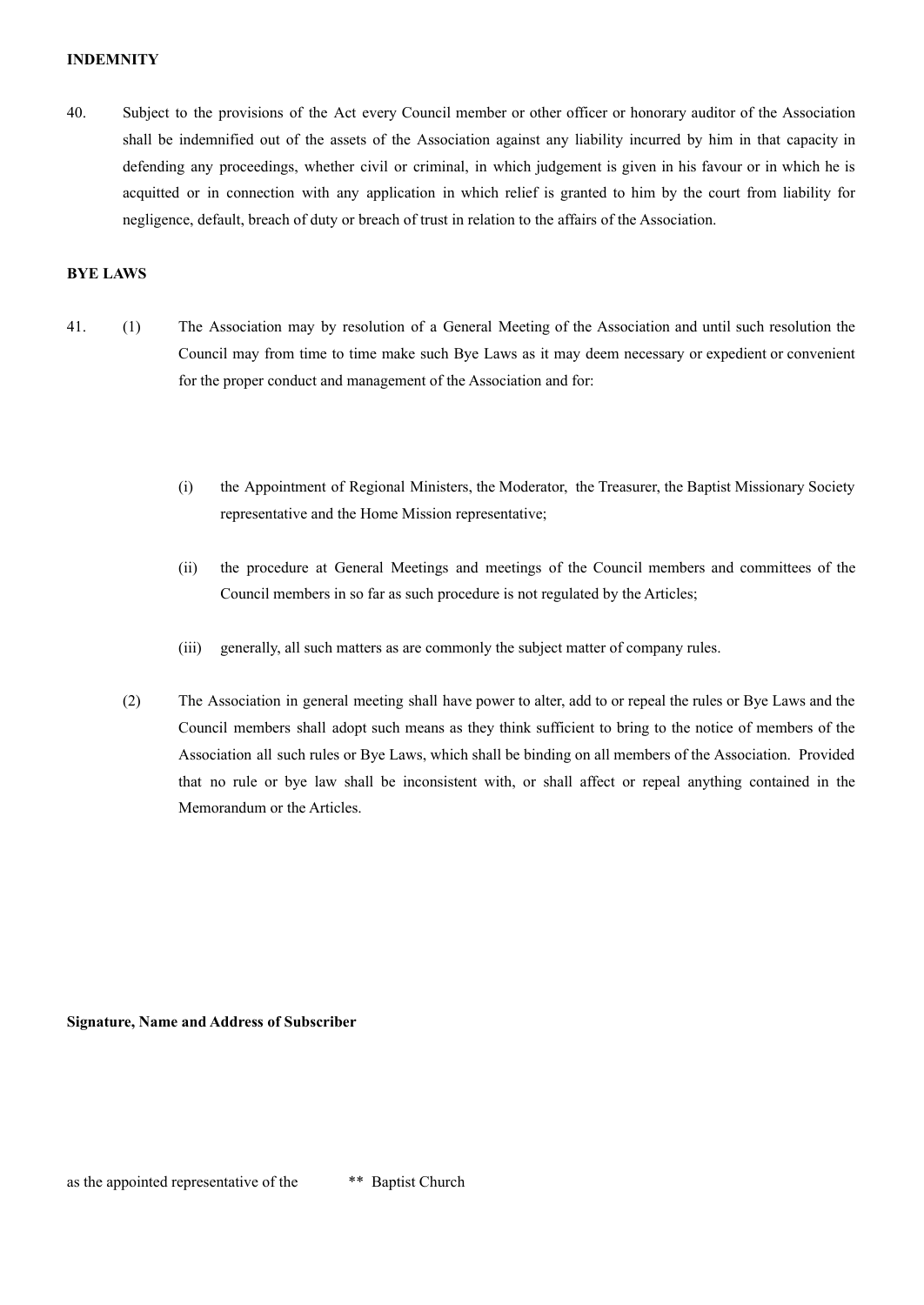**INDEMNITY**

40. Subject to the provisions of the Act every Council member or other officer or honorary auditor of the Association shall be indemnified out of the assets of the Association against any liability incurred by him in that capacity in defending any proceedings, whether civil or criminal, in which judgement is given in his favour or in which he is acquitted or in connection with any application in which relief is granted to him by the court from liability for negligence, default, breach of duty or breach of trust in relation to the affairs of the Association.

**BYE LAWS**

41. (1) The Association may by resolution of a General Meeting of the Association and until such resolution the Council may from time to time make such Bye Laws as it may deem necessary or expedient or convenient for the proper conduct and management of the Association and for:

(i) the Appointment of Regional Ministers, the Moderator, the Treasurer, the Baptist Missionary Society representative and the Home Mission representative;

(ii) the procedure at General Meetings and meetings of the Council members and committees of the Council members in so far as such procedure is not regulated by the Articles;

(iii) generally, all such matters as are commonly the subject matter of company rules.

(2) The Association in general meeting shall have power to alter, add to or repeal the rules or Bye Laws and the Council members shall adopt such means as they think sufficient to bring to the notice of members of the Association all such rules or Bye Laws, which shall be binding on all members of the Association. Provided that no rule or bye law shall be inconsistent with, or shall affect or repeal anything contained in the Memorandum or the Articles.

**Signature, Name and Address of Subscriber**

as the appointed representative of the ** Baptist Church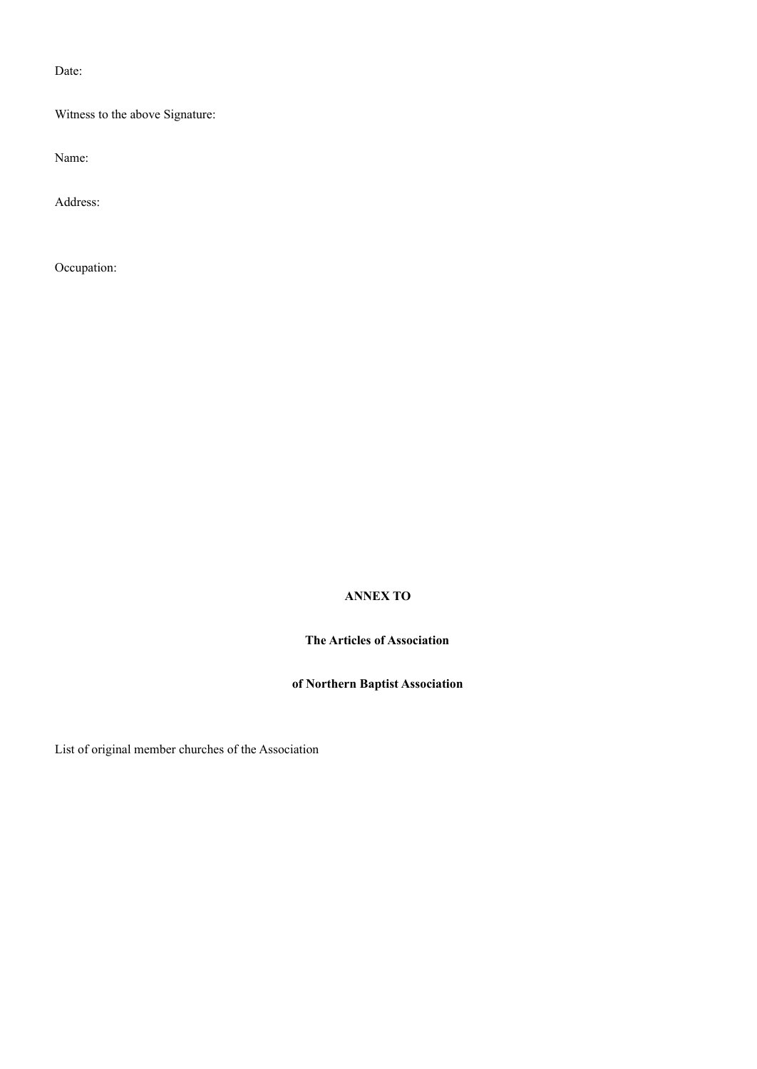Date:

Witness to the above Signature:

Name:

Address:

Occupation:

**ANNEX TO**

**The Articles of Association**

**of Northern Baptist Association**

List of original member churches of the Association